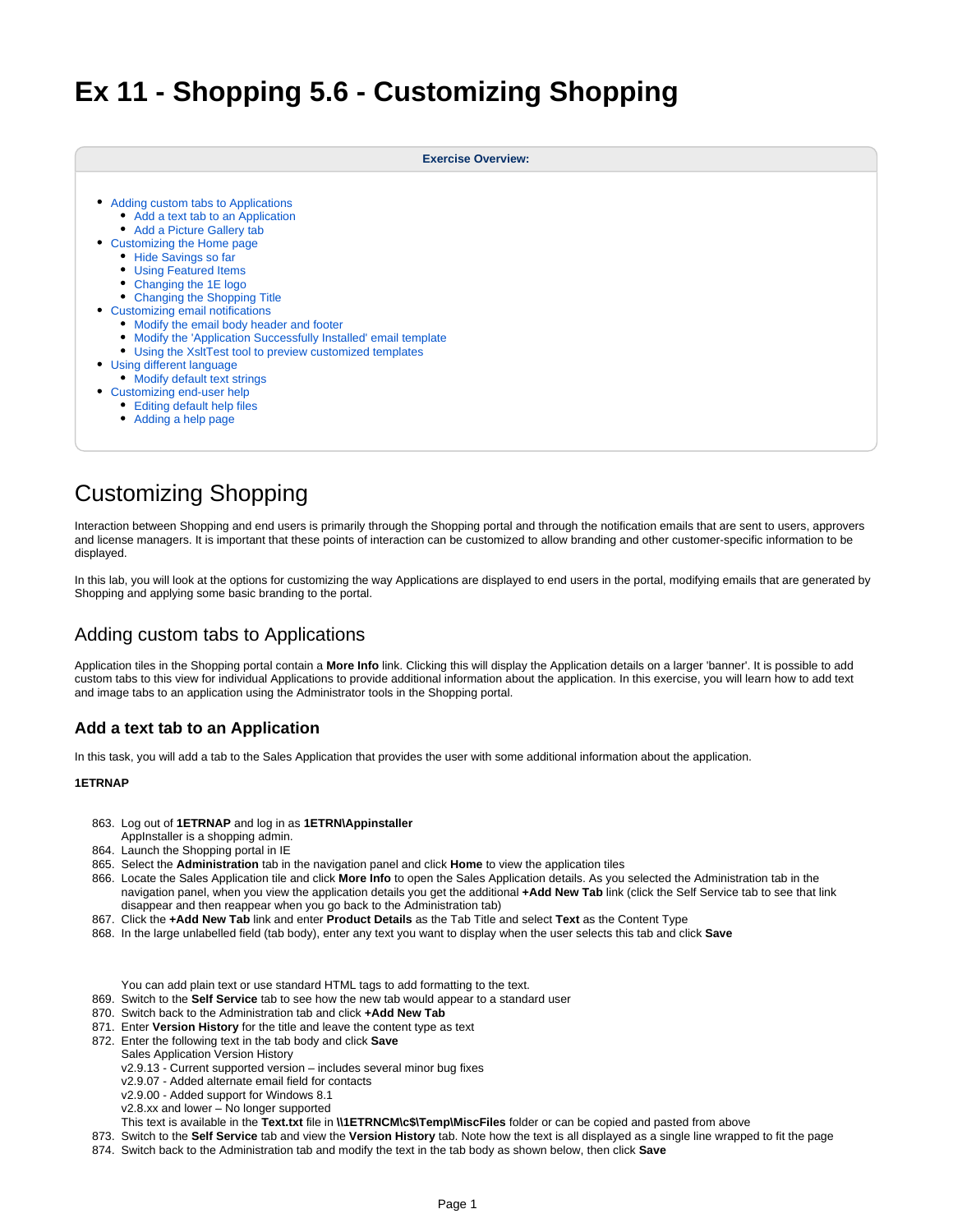# Ex 11 - Shopping 5.6 - Customizing Shopping

**Exercise Overview:**

- Adding custom tabs to Applications
  - Add a text tab to an Application
  - Add a Picture Gallery tab
- Customizing the Home page
  - Hide Savings so far
  - Using Featured Items
  - Changing the 1E logo
  - Changing the Shopping Title
- Customizing email notifications
  - Modify the email body header and footer
  - Modify the 'Application Successfully Installed' email template
  - Using the XsltTest tool to preview customized templates
- Using different language
  - Modify default text strings
- Customizing end-user help
  - Editing default help files
  - Adding a help page

# Customizing Shopping

Interaction between Shopping and end users is primarily through the Shopping portal and through the notification emails that are sent to users, approvers and license managers. It is important that these points of interaction can be customized to allow branding and other customer-specific information to be displayed.

In this lab, you will look at the options for customizing the way Applications are displayed to end users in the portal, modifying emails that are generated by Shopping and applying some basic branding to the portal.

## Adding custom tabs to Applications

Application tiles in the Shopping portal contain a **More Info** link. Clicking this will display the Application details on a larger 'banner'. It is possible to add custom tabs to this view for individual Applications to provide additional information about the application. In this exercise, you will learn how to add text and image tabs to an application using the Administrator tools in the Shopping portal.

### Add a text tab to an Application

In this task, you will add a tab to the Sales Application that provides the user with some additional information about the application.

**1ETRNAP**

863. Log out of **1ETRNAP** and log in as **1ETRN\Appinstaller**
     AppInstaller is a shopping admin.
864. Launch the Shopping portal in IE
865. Select the **Administration** tab in the navigation panel and click **Home** to view the application tiles
866. Locate the Sales Application tile and click **More Info** to open the Sales Application details. As you selected the Administration tab in the navigation panel, when you view the application details you get the additional **+Add New Tab** link (click the Self Service tab to see that link disappear and then reappear when you go back to the Administration tab)
867. Click the **+Add New Tab** link and enter **Product Details** as the Tab Title and select **Text** as the Content Type
868. In the large unlabelled field (tab body), enter any text you want to display when the user selects this tab and click **Save**

     You can add plain text or use standard HTML tags to add formatting to the text.
869. Switch to the **Self Service** tab to see how the new tab would appear to a standard user
870. Switch back to the Administration tab and click **+Add New Tab**
871. Enter **Version History** for the title and leave the content type as text
872. Enter the following text in the tab body and click **Save**
     Sales Application Version History
     v2.9.13 - Current supported version – includes several minor bug fixes
     v2.9.07 - Added alternate email field for contacts
     v2.9.00 - Added support for Windows 8.1
     v2.8.xx and lower – No longer supported
     This text is available in the **Text.txt** file in **\\1ETRNCM\c$\Temp\MiscFiles** folder or can be copied and pasted from above
873. Switch to the **Self Service** tab and view the **Version History** tab. Note how the text is all displayed as a single line wrapped to fit the page
874. Switch back to the Administration tab and modify the text in the tab body as shown below, then click **Save**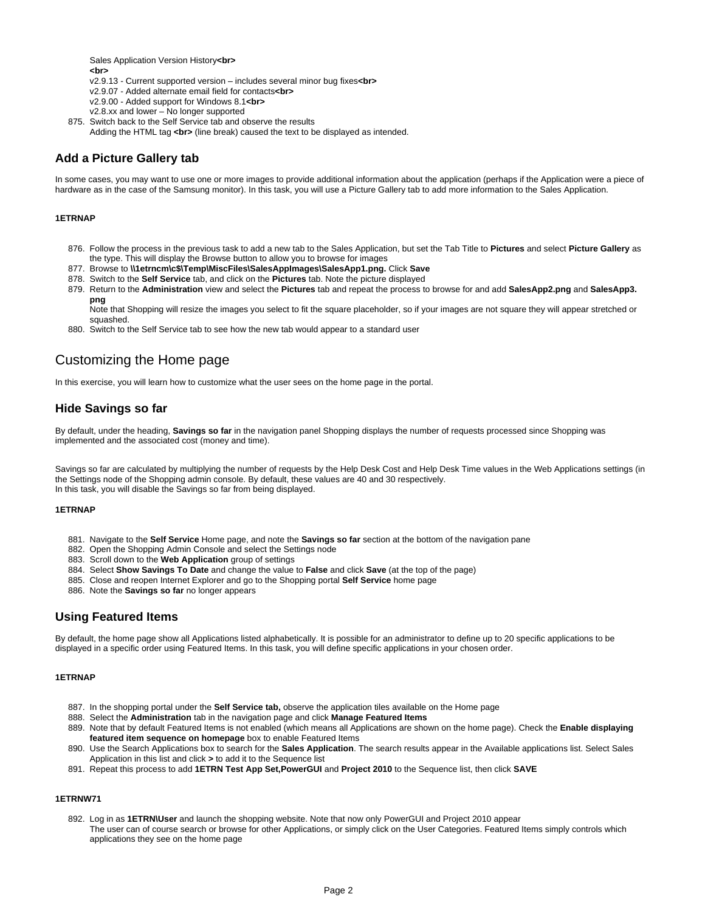Sales Application Version History**<br>**
**<br>**
v2.9.13 - Current supported version – includes several minor bug fixes**<br>**
v2.9.07 - Added alternate email field for contacts**<br>**
v2.9.00 - Added support for Windows 8.1**<br>**
v2.8.xx and lower – No longer supported

875. Switch back to the Self Service tab and observe the results
Adding the HTML tag **<br>** (line break) caused the text to be displayed as intended.

### Add a Picture Gallery tab

In some cases, you may want to use one or more images to provide additional information about the application (perhaps if the Application were a piece of hardware as in the case of the Samsung monitor). In this task, you will use a Picture Gallery tab to add more information to the Sales Application.

**1ETRNAP**

876. Follow the process in the previous task to add a new tab to the Sales Application, but set the Tab Title to **Pictures** and select **Picture Gallery** as the type. This will display the Browse button to allow you to browse for images
877. Browse to **\\1etrncm\c$\Temp\MiscFiles\SalesAppImages\SalesApp1.png.** Click **Save**
878. Switch to the **Self Service** tab, and click on the **Pictures** tab. Note the picture displayed
879. Return to the **Administration** view and select the **Pictures** tab and repeat the process to browse for and add **SalesApp2.png** and **SalesApp3.png**
Note that Shopping will resize the images you select to fit the square placeholder, so if your images are not square they will appear stretched or squashed.
880. Switch to the Self Service tab to see how the new tab would appear to a standard user

## Customizing the Home page

In this exercise, you will learn how to customize what the user sees on the home page in the portal.

### Hide Savings so far

By default, under the heading, **Savings so far** in the navigation panel Shopping displays the number of requests processed since Shopping was implemented and the associated cost (money and time).

Savings so far are calculated by multiplying the number of requests by the Help Desk Cost and Help Desk Time values in the Web Applications settings (in the Settings node of the Shopping admin console. By default, these values are 40 and 30 respectively.
In this task, you will disable the Savings so far from being displayed.

**1ETRNAP**

881. Navigate to the **Self Service** Home page, and note the **Savings so far** section at the bottom of the navigation pane
882. Open the Shopping Admin Console and select the Settings node
883. Scroll down to the **Web Application** group of settings
884. Select **Show Savings To Date** and change the value to **False** and click **Save** (at the top of the page)
885. Close and reopen Internet Explorer and go to the Shopping portal **Self Service** home page
886. Note the **Savings so far** no longer appears

### Using Featured Items

By default, the home page show all Applications listed alphabetically. It is possible for an administrator to define up to 20 specific applications to be displayed in a specific order using Featured Items. In this task, you will define specific applications in your chosen order.

**1ETRNAP**

887. In the shopping portal under the **Self Service tab,** observe the application tiles available on the Home page
888. Select the **Administration** tab in the navigation page and click **Manage Featured Items**
889. Note that by default Featured Items is not enabled (which means all Applications are shown on the home page). Check the **Enable displaying featured item sequence on homepage** box to enable Featured Items
890. Use the Search Applications box to search for the **Sales Application**. The search results appear in the Available applications list. Select Sales Application in this list and click **>** to add it to the Sequence list
891. Repeat this process to add **1ETRN Test App Set,PowerGUI** and **Project 2010** to the Sequence list, then click **SAVE**

**1ETRNW71**

892. Log in as **1ETRN\User** and launch the shopping website. Note that now only PowerGUI and Project 2010 appear
The user can of course search or browse for other Applications, or simply click on the User Categories. Featured Items simply controls which applications they see on the home page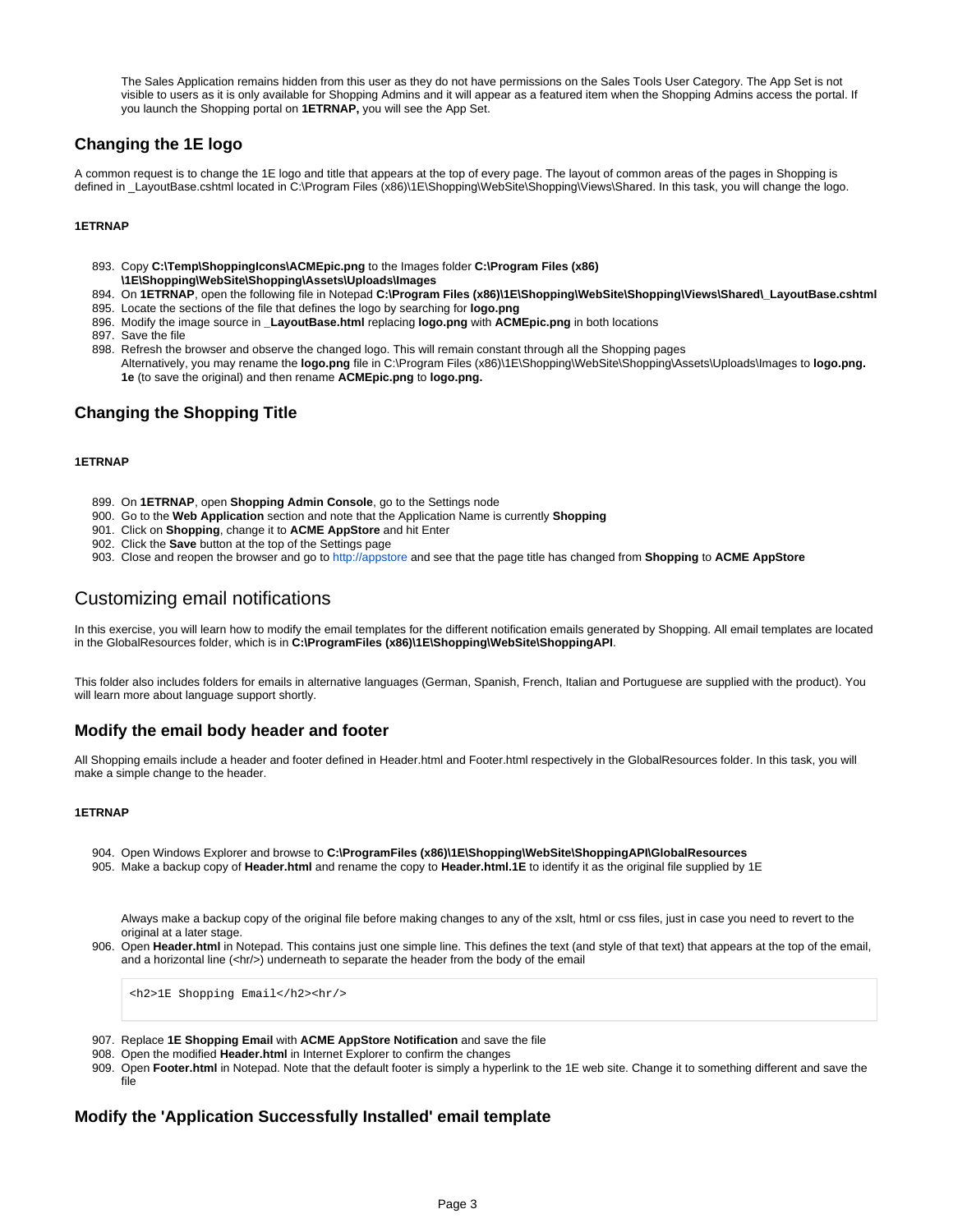The Sales Application remains hidden from this user as they do not have permissions on the Sales Tools User Category. The App Set is not visible to users as it is only available for Shopping Admins and it will appear as a featured item when the Shopping Admins access the portal. If you launch the Shopping portal on **1ETRNAP,** you will see the App Set.

## Changing the 1E logo

A common request is to change the 1E logo and title that appears at the top of every page. The layout of common areas of the pages in Shopping is defined in _LayoutBase.cshtml located in C:\Program Files (x86)\1E\Shopping\WebSite\Shopping\Views\Shared. In this task, you will change the logo.

#### 1ETRNAP

893. Copy **C:\Temp\ShoppingIcons\ACMEpic.png** to the Images folder **C:\Program Files (x86)\1E\Shopping\WebSite\Shopping\Assets\Uploads\Images**
894. On **1ETRNAP**, open the following file in Notepad **C:\Program Files (x86)\1E\Shopping\WebSite\Shopping\Views\Shared\_LayoutBase.cshtml**
895. Locate the sections of the file that defines the logo by searching for **logo.png**
896. Modify the image source in **_LayoutBase.html** replacing **logo.png** with **ACMEpic.png** in both locations
897. Save the file
898. Refresh the browser and observe the changed logo. This will remain constant through all the Shopping pages
    Alternatively, you may rename the **logo.png** file in C:\Program Files (x86)\1E\Shopping\WebSite\Shopping\Assets\Uploads\Images to **logo.png.1e** (to save the original) and then rename **ACMEpic.png** to **logo.png.**

## Changing the Shopping Title

#### 1ETRNAP

899. On **1ETRNAP**, open **Shopping Admin Console**, go to the Settings node
900. Go to the **Web Application** section and note that the Application Name is currently **Shopping**
901. Click on **Shopping**, change it to **ACME AppStore** and hit Enter
902. Click the **Save** button at the top of the Settings page
903. Close and reopen the browser and go to http://appstore and see that the page title has changed from **Shopping** to **ACME AppStore**

# Customizing email notifications

In this exercise, you will learn how to modify the email templates for the different notification emails generated by Shopping. All email templates are located in the GlobalResources folder, which is in **C:\ProgramFiles (x86)\1E\Shopping\WebSite\ShoppingAPI**.

This folder also includes folders for emails in alternative languages (German, Spanish, French, Italian and Portuguese are supplied with the product). You will learn more about language support shortly.

## Modify the email body header and footer

All Shopping emails include a header and footer defined in Header.html and Footer.html respectively in the GlobalResources folder. In this task, you will make a simple change to the header.

#### 1ETRNAP

904. Open Windows Explorer and browse to **C:\ProgramFiles (x86)\1E\Shopping\WebSite\ShoppingAPI\GlobalResources**
905. Make a backup copy of **Header.html** and rename the copy to **Header.html.1E** to identify it as the original file supplied by 1E

    Always make a backup copy of the original file before making changes to any of the xslt, html or css files, just in case you need to revert to the original at a later stage.
906. Open **Header.html** in Notepad. This contains just one simple line. This defines the text (and style of that text) that appears at the top of the email, and a horizontal line (<hr/>) underneath to separate the header from the body of the email

    ```
    <h2>1E Shopping Email</h2><hr/>
    ```

907. Replace **1E Shopping Email** with **ACME AppStore Notification** and save the file
908. Open the modified **Header.html** in Internet Explorer to confirm the changes
909. Open **Footer.html** in Notepad. Note that the default footer is simply a hyperlink to the 1E web site. Change it to something different and save the file

## Modify the 'Application Successfully Installed' email template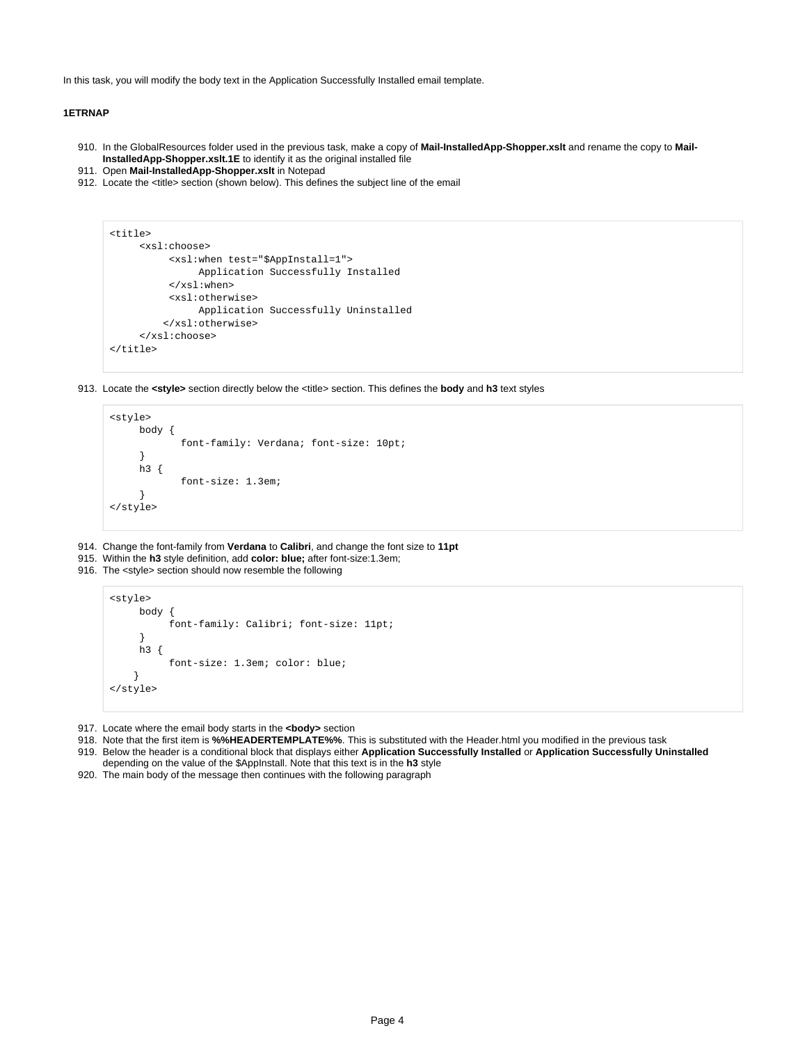In this task, you will modify the body text in the Application Successfully Installed email template.

**1ETRNAP**

910. In the GlobalResources folder used in the previous task, make a copy of **Mail-InstalledApp-Shopper.xslt** and rename the copy to **Mail-InstalledApp-Shopper.xslt.1E** to identify it as the original installed file
911. Open **Mail-InstalledApp-Shopper.xslt** in Notepad
912. Locate the <title> section (shown below). This defines the subject line of the email

```
<title>
     <xsl:choose>
          <xsl:when test="$AppInstall=1">
               Application Successfully Installed
          </xsl:when>
          <xsl:otherwise>
               Application Successfully Uninstalled
         </xsl:otherwise>
     </xsl:choose>
</title>
```

913. Locate the **<style>** section directly below the <title> section. This defines the **body** and **h3** text styles

```
<style>
     body {
            font-family: Verdana; font-size: 10pt;
     }
     h3 {
            font-size: 1.3em;
     }
</style>
```

914. Change the font-family from **Verdana** to **Calibri**, and change the font size to **11pt**
915. Within the **h3** style definition, add **color: blue;** after font-size:1.3em;
916. The <style> section should now resemble the following

```
<style>
     body {
          font-family: Calibri; font-size: 11pt;
     }
     h3 {
          font-size: 1.3em; color: blue;
    }
</style>
```

917. Locate where the email body starts in the **<body>** section
918. Note that the first item is **%%HEADERTEMPLATE%%**. This is substituted with the Header.html you modified in the previous task
919. Below the header is a conditional block that displays either **Application Successfully Installed** or **Application Successfully Uninstalled** depending on the value of the $AppInstall. Note that this text is in the **h3** style
920. The main body of the message then continues with the following paragraph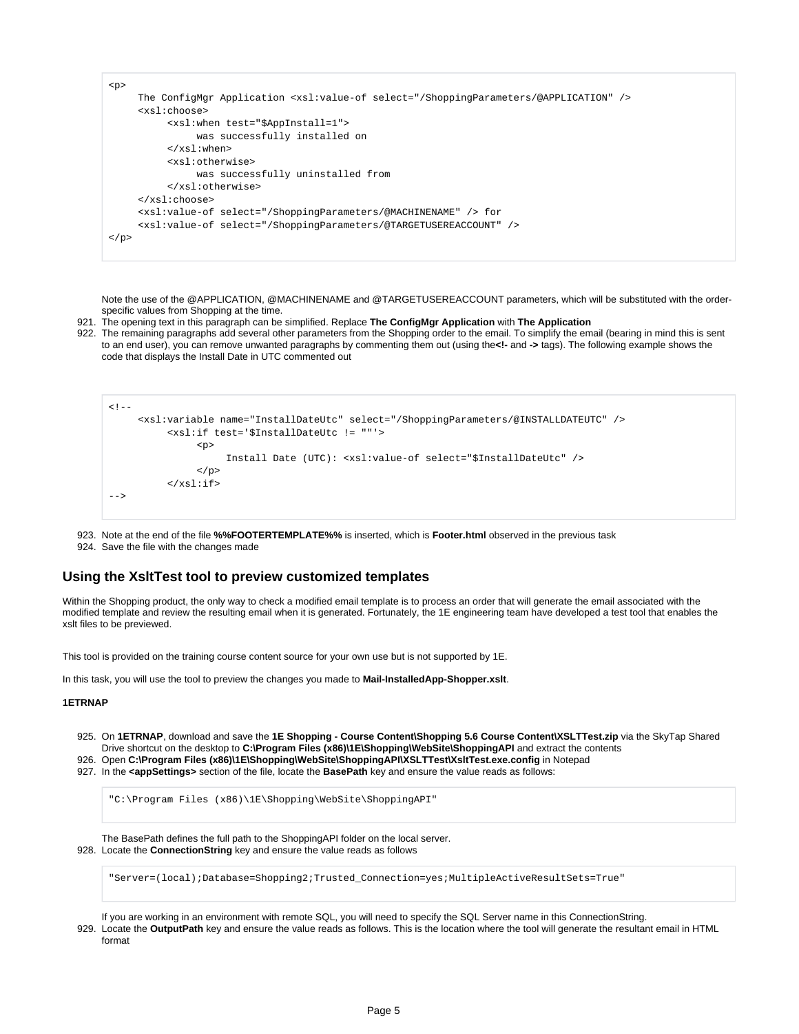```
<p>
     The ConfigMgr Application <xsl:value-of select="/ShoppingParameters/@APPLICATION" />
     <xsl:choose>
          <xsl:when test="$AppInstall=1">
               was successfully installed on
          </xsl:when>
          <xsl:otherwise>
               was successfully uninstalled from
          </xsl:otherwise>
     </xsl:choose>
     <xsl:value-of select="/ShoppingParameters/@MACHINENAME" /> for
     <xsl:value-of select="/ShoppingParameters/@TARGETUSEREACCOUNT" />
</p>
```

Note the use of the @APPLICATION, @MACHINENAME and @TARGETUSEREACCOUNT parameters, which will be substituted with the order-specific values from Shopping at the time.

921. The opening text in this paragraph can be simplified. Replace **The ConfigMgr Application** with **The Application**
922. The remaining paragraphs add several other parameters from the Shopping order to the email. To simplify the email (bearing in mind this is sent to an end user), you can remove unwanted paragraphs by commenting them out (using the**<!-** and **->** tags). The following example shows the code that displays the Install Date in UTC commented out

```
<!--
     <xsl:variable name="InstallDateUtc" select="/ShoppingParameters/@INSTALLDATEUTC" />
          <xsl:if test='$InstallDateUtc != ""'>
               <p>
                    Install Date (UTC): <xsl:value-of select="$InstallDateUtc" />
               </p>
          </xsl:if>
-->
```

923. Note at the end of the file **%%FOOTERTEMPLATE%%** is inserted, which is **Footer.html** observed in the previous task
924. Save the file with the changes made

## Using the XsltTest tool to preview customized templates

Within the Shopping product, the only way to check a modified email template is to process an order that will generate the email associated with the modified template and review the resulting email when it is generated. Fortunately, the 1E engineering team have developed a test tool that enables the xslt files to be previewed.

This tool is provided on the training course content source for your own use but is not supported by 1E.

In this task, you will use the tool to preview the changes you made to **Mail-InstalledApp-Shopper.xslt**.

**1ETRNAP**

925. On **1ETRNAP**, download and save the **1E Shopping - Course Content\Shopping 5.6 Course Content\XSLTTest.zip** via the SkyTap Shared Drive shortcut on the desktop to **C:\Program Files (x86)\1E\Shopping\WebSite\ShoppingAPI** and extract the contents
926. Open **C:\Program Files (x86)\1E\Shopping\WebSite\ShoppingAPI\XSLTTest\XsltTest.exe.config** in Notepad
927. In the **<appSettings>** section of the file, locate the **BasePath** key and ensure the value reads as follows:

```
"C:\Program Files (x86)\1E\Shopping\WebSite\ShoppingAPI"
```

The BasePath defines the full path to the ShoppingAPI folder on the local server.

928. Locate the **ConnectionString** key and ensure the value reads as follows

```
"Server=(local);Database=Shopping2;Trusted_Connection=yes;MultipleActiveResultSets=True"
```

If you are working in an environment with remote SQL, you will need to specify the SQL Server name in this ConnectionString.

929. Locate the **OutputPath** key and ensure the value reads as follows. This is the location where the tool will generate the resultant email in HTML format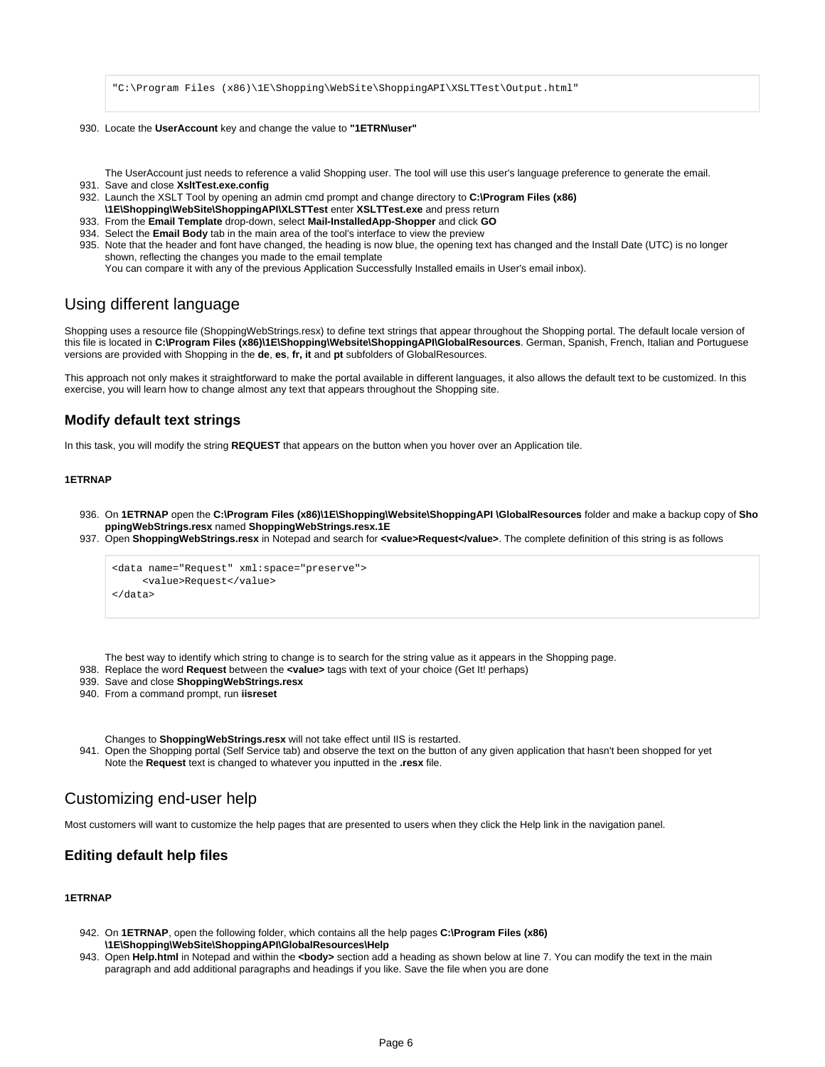```
"C:\Program Files (x86)\1E\Shopping\WebSite\ShoppingAPI\XSLTTest\Output.html"
```

930. Locate the **UserAccount** key and change the value to **"1ETRN\user"**

   The UserAccount just needs to reference a valid Shopping user. The tool will use this user's language preference to generate the email.

931. Save and close **XsltTest.exe.config**
932. Launch the XSLT Tool by opening an admin cmd prompt and change directory to **C:\Program Files (x86)\1E\Shopping\WebSite\ShoppingAPI\XLSTTest** enter **XSLTTest.exe** and press return
933. From the **Email Template** drop-down, select **Mail-InstalledApp-Shopper** and click **GO**
934. Select the **Email Body** tab in the main area of the tool's interface to view the preview
935. Note that the header and font have changed, the heading is now blue, the opening text has changed and the Install Date (UTC) is no longer shown, reflecting the changes you made to the email template
   You can compare it with any of the previous Application Successfully Installed emails in User's email inbox).

## Using different language

Shopping uses a resource file (ShoppingWebStrings.resx) to define text strings that appear throughout the Shopping portal. The default locale version of this file is located in **C:\Program Files (x86)\1E\Shopping\Website\ShoppingAPI\GlobalResources**. German, Spanish, French, Italian and Portuguese versions are provided with Shopping in the **de**, **es**, **fr, it** and **pt** subfolders of GlobalResources.

This approach not only makes it straightforward to make the portal available in different languages, it also allows the default text to be customized. In this exercise, you will learn how to change almost any text that appears throughout the Shopping site.

### Modify default text strings

In this task, you will modify the string **REQUEST** that appears on the button when you hover over an Application tile.

#### 1ETRNAP

936. On **1ETRNAP** open the **C:\Program Files (x86)\1E\Shopping\Website\ShoppingAPI \GlobalResources** folder and make a backup copy of **ShoppingWebStrings.resx** named **ShoppingWebStrings.resx.1E**
937. Open **ShoppingWebStrings.resx** in Notepad and search for **<value>Request</value>**. The complete definition of this string is as follows

```
<data name="Request" xml:space="preserve">
     <value>Request</value>
</data>
```

   The best way to identify which string to change is to search for the string value as it appears in the Shopping page.

938. Replace the word **Request** between the **<value>** tags with text of your choice (Get It! perhaps)
939. Save and close **ShoppingWebStrings.resx**
940. From a command prompt, run **iisreset**

   Changes to **ShoppingWebStrings.resx** will not take effect until IIS is restarted.

941. Open the Shopping portal (Self Service tab) and observe the text on the button of any given application that hasn't been shopped for yet
   Note the **Request** text is changed to whatever you inputted in the **.resx** file.

## Customizing end-user help

Most customers will want to customize the help pages that are presented to users when they click the Help link in the navigation panel.

### Editing default help files

#### 1ETRNAP

942. On **1ETRNAP**, open the following folder, which contains all the help pages **C:\Program Files (x86)\1E\Shopping\WebSite\ShoppingAPI\GlobalResources\Help**
943. Open **Help.html** in Notepad and within the **<body>** section add a heading as shown below at line 7. You can modify the text in the main paragraph and add additional paragraphs and headings if you like. Save the file when you are done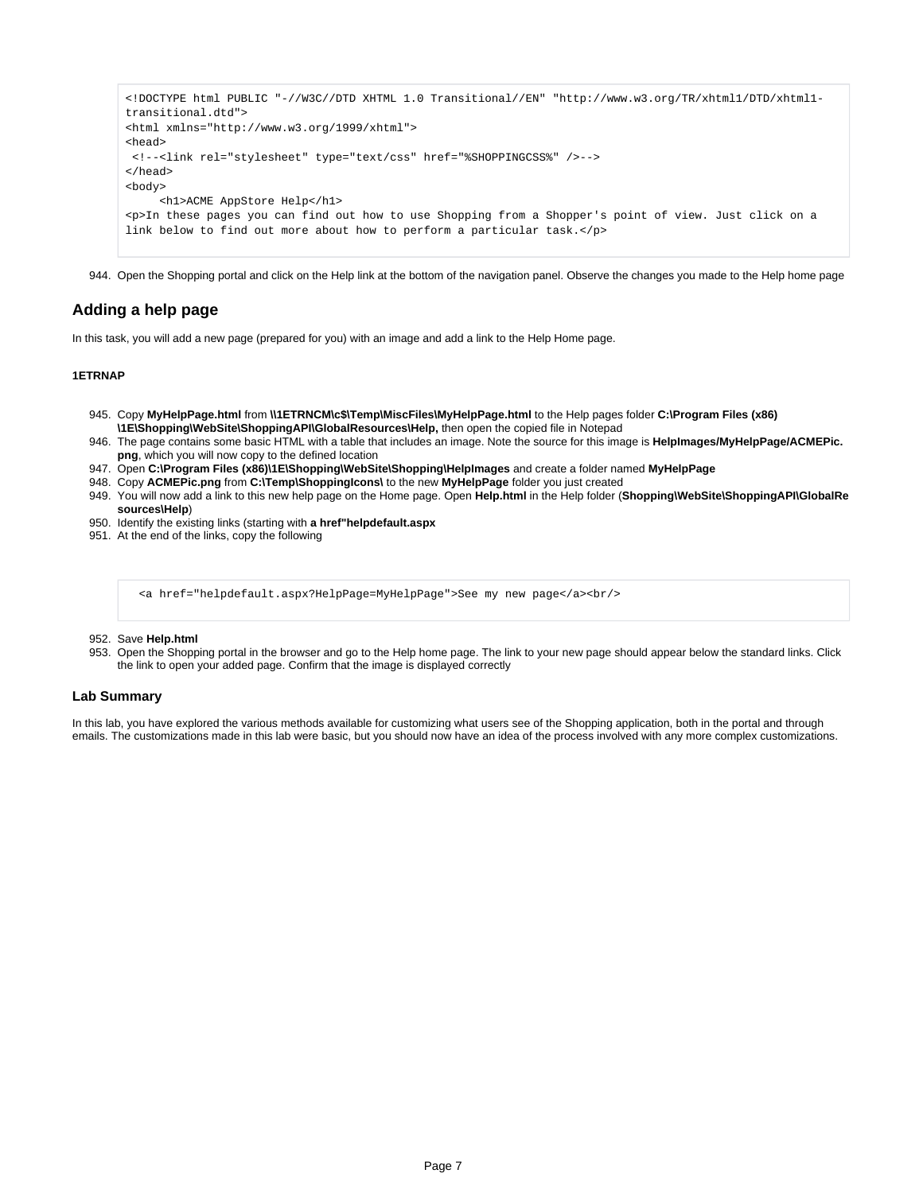```
<!DOCTYPE html PUBLIC "-//W3C//DTD XHTML 1.0 Transitional//EN" "http://www.w3.org/TR/xhtml1/DTD/xhtml1-transitional.dtd">
<html xmlns="http://www.w3.org/1999/xhtml">
<head>
 <!--<link rel="stylesheet" type="text/css" href="%SHOPPINGCSS%" />-->
</head>
<body>
     <h1>ACME AppStore Help</h1>
<p>In these pages you can find out how to use Shopping from a Shopper's point of view. Just click on a link below to find out more about how to perform a particular task.</p>
```

944. Open the Shopping portal and click on the Help link at the bottom of the navigation panel. Observe the changes you made to the Help home page

## Adding a help page

In this task, you will add a new page (prepared for you) with an image and add a link to the Help Home page.

#### 1ETRNAP

945. Copy **MyHelpPage.html** from **\\1ETRNCM\c$\Temp\MiscFiles\MyHelpPage.html** to the Help pages folder **C:\Program Files (x86)\1E\Shopping\WebSite\ShoppingAPI\GlobalResources\Help,** then open the copied file in Notepad
946. The page contains some basic HTML with a table that includes an image. Note the source for this image is **HelpImages/MyHelpPage/ACMEPic.png**, which you will now copy to the defined location
947. Open **C:\Program Files (x86)\1E\Shopping\WebSite\Shopping\HelpImages** and create a folder named **MyHelpPage**
948. Copy **ACMEPic.png** from **C:\Temp\ShoppingIcons\** to the new **MyHelpPage** folder you just created
949. You will now add a link to this new help page on the Home page. Open **Help.html** in the Help folder (**Shopping\WebSite\ShoppingAPI\GlobalResources\Help**)
950. Identify the existing links (starting with **a href"helpdefault.aspx**
951. At the end of the links, copy the following

```
  <a href="helpdefault.aspx?HelpPage=MyHelpPage">See my new page</a><br/>
```

952. Save **Help.html**
953. Open the Shopping portal in the browser and go to the Help home page. The link to your new page should appear below the standard links. Click the link to open your added page. Confirm that the image is displayed correctly

### Lab Summary

In this lab, you have explored the various methods available for customizing what users see of the Shopping application, both in the portal and through emails. The customizations made in this lab were basic, but you should now have an idea of the process involved with any more complex customizations.